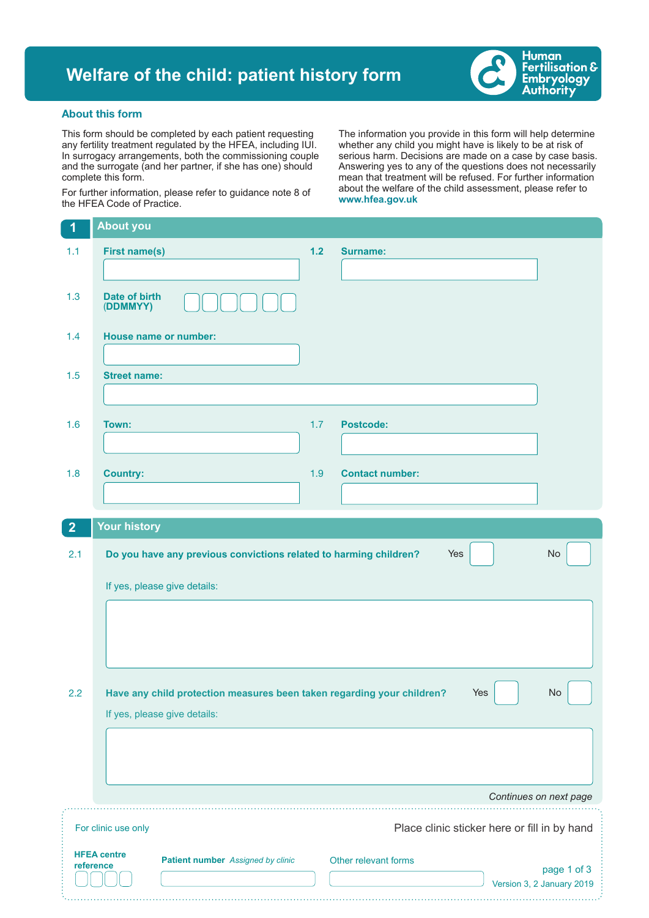# Welfare of the child: patient history form

Human Fertilisation & Embryology Authority

## About this form

This form should be completed by each patient requesting any fertility treatment regulated by the HFEA, including IUI. In surrogacy arrangements, both the commissioning couple and the surrogate (and her partner, if she has one) should complete this form.

For further information, please refer to guidance note 8 of the HFEA Code of Practice.

The information you provide in this form will help determine whether any child you might have is likely to be at risk of serious harm. Decisions are made on a case by case basis. Answering yes to any of the questions does not necessarily mean that treatment will be refused. For further information about the welfare of the child assessment, please refer to **www.hfea.gov.uk**

## 1 About you

1.1 **First name(s)**

1.2 **Surname:**

1.3 **Date of birth (DDMMYY)**

1.4 **House name or number:**

1.5 **Street name:**

1.6 **Town:**

1.7 **Postcode:**

1.8 **Country:**

1.9 **Contact number:**

## 2 Your history

2.1 **Do you have any previous convictions related to harming children?** Yes ☐ No ☐

If yes, please give details:

2.2 **Have any child protection measures been taken regarding your children?** Yes ☐ No ☐

If yes, please give details:

*Continues on next page*

---

For clinic use only

Place clinic sticker here or fill in by hand

**HFEA centre reference**

**Patient number** *Assigned by clinic*

Other relevant forms

Version 3, 2 January 2019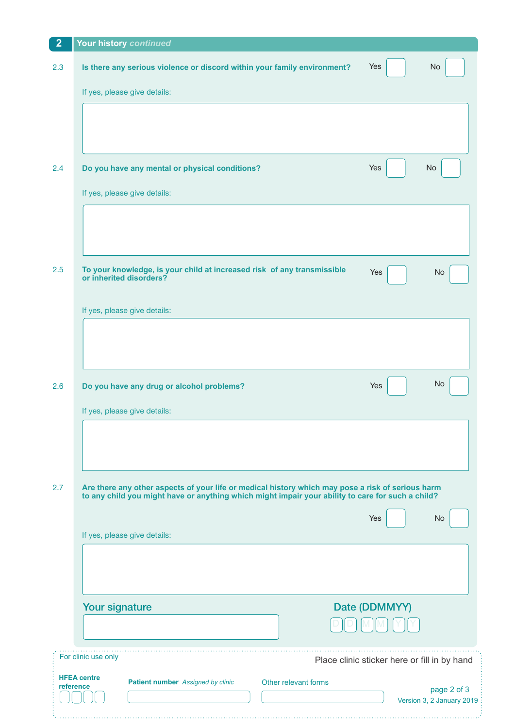## 2 Your history *continued*

**2.3 Is there any serious violence or discord within your family environment?** Yes ☐ No ☐

If yes, please give details:

**2.4 Do you have any mental or physical conditions?** Yes ☐ No ☐

If yes, please give details:

**2.5 To your knowledge, is your child at increased risk of any transmissible or inherited disorders?** Yes ☐ No ☐

If yes, please give details:

**2.6 Do you have any drug or alcohol problems?** Yes ☐ No ☐

If yes, please give details:

**2.7 Are there any other aspects of your life or medical history which may pose a risk of serious harm to any child you might have or anything which might impair your ability to care for such a child?**

Yes ☐ No ☐

If yes, please give details:

### Your signature

### Date (DDMMYY)

D D M M Y Y

---

For clinic use only

Place clinic sticker here or fill in by hand

**HFEA centre reference**

**Patient number** *Assigned by clinic*

Other relevant forms

Version 3, 2 January 2019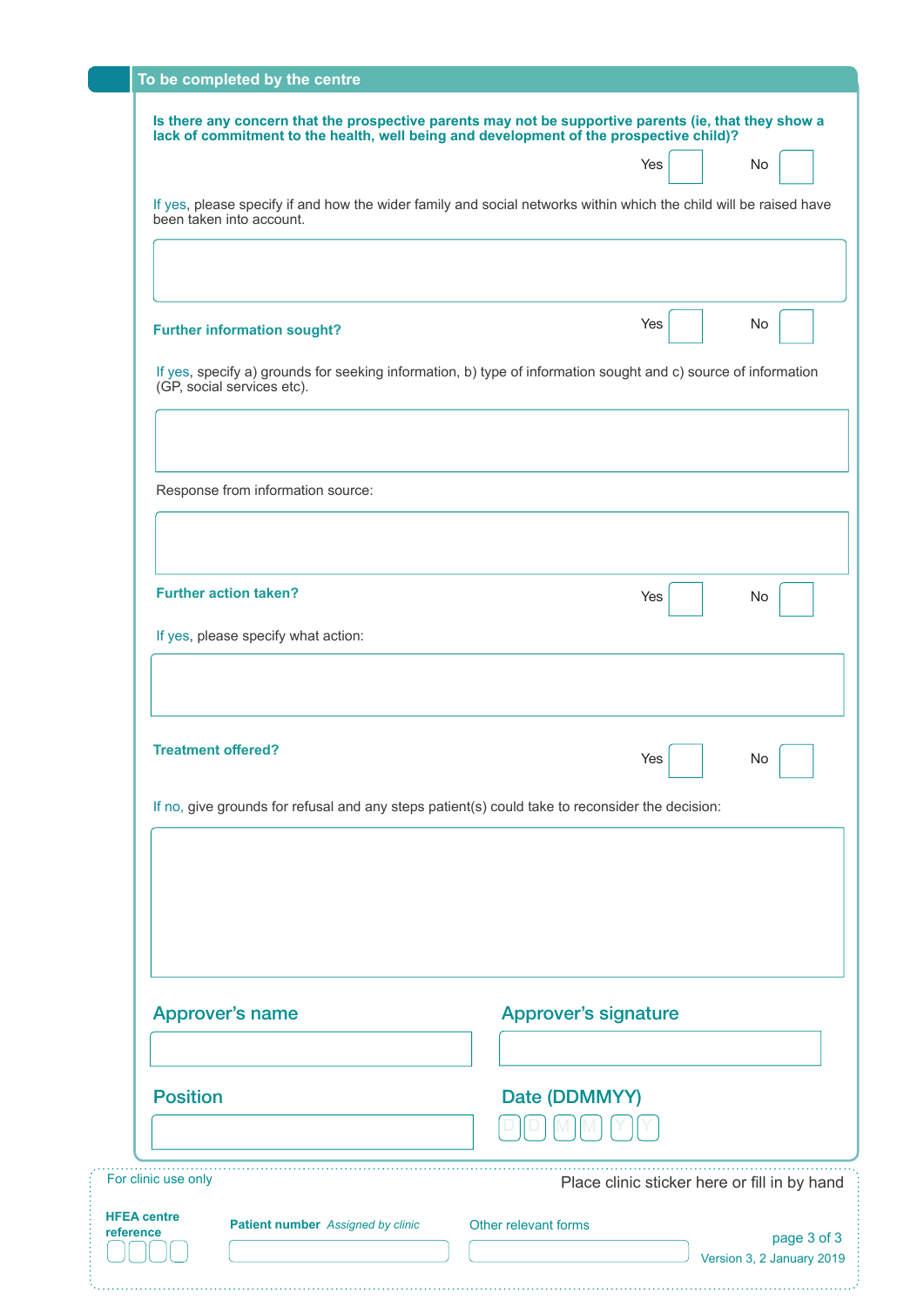## To be completed by the centre

**Is there any concern that the prospective parents may not be supportive parents (ie, that they show a lack of commitment to the health, well being and development of the prospective child)?**

Yes ☐ No ☐

If yes, please specify if and how the wider family and social networks within which the child will be raised have been taken into account.

**Further information sought?** Yes ☐ No ☐

If yes, specify a) grounds for seeking information, b) type of information sought and c) source of information (GP, social services etc).

Response from information source:

**Further action taken?** Yes ☐ No ☐

If yes, please specify what action:

**Treatment offered?** Yes ☐ No ☐

If no, give grounds for refusal and any steps patient(s) could take to reconsider the decision:

**Approver's name**

**Approver's signature**

**Position**

**Date (DDMMYY)** D D M M Y Y

For clinic use only

Place clinic sticker here or fill in by hand

**HFEA centre reference**

**Patient number** *Assigned by clinic*

Other relevant forms

Version 3, 2 January 2019